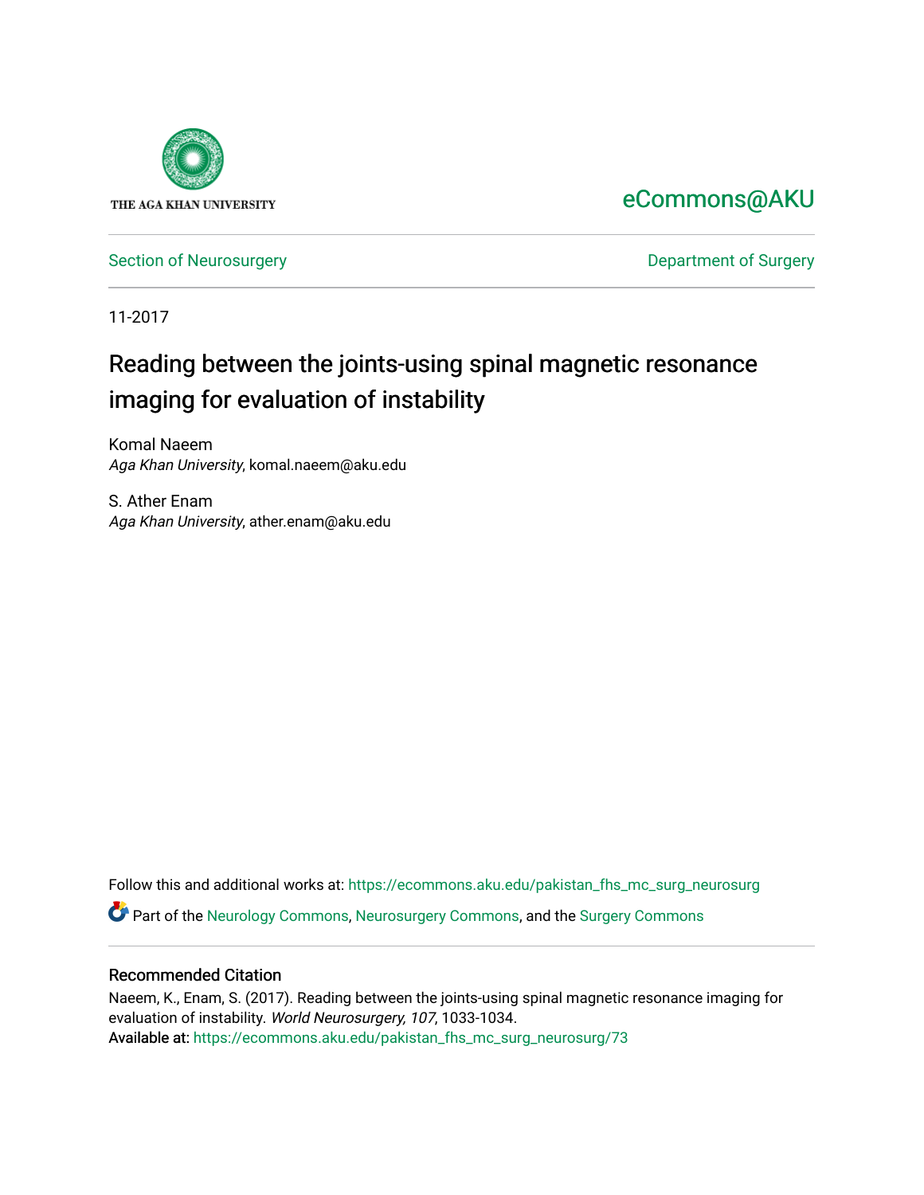THE AGA KHAN UNIVERSITY

eCommons@AKU

Section of Neurosurgery

Department of Surgery

11-2017

# Reading between the joints-using spinal magnetic resonance imaging for evaluation of instability

Komal Naeem
*Aga Khan University*, komal.naeem@aku.edu

S. Ather Enam
*Aga Khan University*, ather.enam@aku.edu

Follow this and additional works at: https://ecommons.aku.edu/pakistan_fhs_mc_surg_neurosurg

Part of the Neurology Commons, Neurosurgery Commons, and the Surgery Commons

## Recommended Citation

Naeem, K., Enam, S. (2017). Reading between the joints-using spinal magnetic resonance imaging for evaluation of instability. *World Neurosurgery, 107*, 1033-1034.
Available at: https://ecommons.aku.edu/pakistan_fhs_mc_surg_neurosurg/73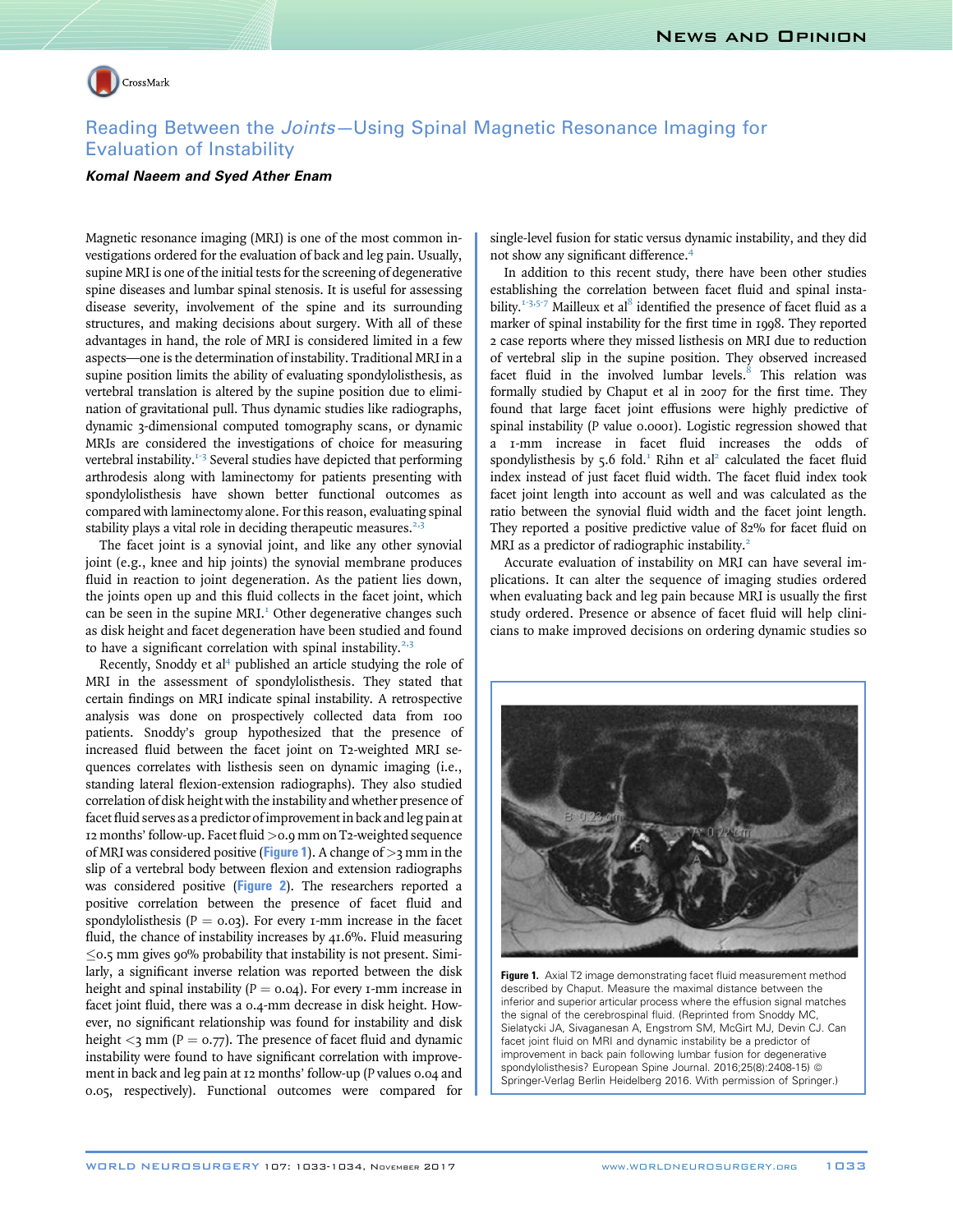# Reading Between the *Joints*—Using Spinal Magnetic Resonance Imaging for Evaluation of Instability

***Komal Naeem and Syed Ather Enam***

Magnetic resonance imaging (MRI) is one of the most common investigations ordered for the evaluation of back and leg pain. Usually, supine MRI is one of the initial tests for the screening of degenerative spine diseases and lumbar spinal stenosis. It is useful for assessing disease severity, involvement of the spine and its surrounding structures, and making decisions about surgery. With all of these advantages in hand, the role of MRI is considered limited in a few aspects—one is the determination of instability. Traditional MRI in a supine position limits the ability of evaluating spondylolisthesis, as vertebral translation is altered by the supine position due to elimination of gravitational pull. Thus dynamic studies like radiographs, dynamic 3-dimensional computed tomography scans, or dynamic MRIs are considered the investigations of choice for measuring vertebral instability.[1-3] Several studies have depicted that performing arthrodesis along with laminectomy for patients presenting with spondylolisthesis have shown better functional outcomes as compared with laminectomy alone. For this reason, evaluating spinal stability plays a vital role in deciding therapeutic measures.[2,3]

The facet joint is a synovial joint, and like any other synovial joint (e.g., knee and hip joints) the synovial membrane produces fluid in reaction to joint degeneration. As the patient lies down, the joints open up and this fluid collects in the facet joint, which can be seen in the supine MRI.[1] Other degenerative changes such as disk height and facet degeneration have been studied and found to have a significant correlation with spinal instability.[2,3]

Recently, Snoddy et al[4] published an article studying the role of MRI in the assessment of spondylolisthesis. They stated that certain findings on MRI indicate spinal instability. A retrospective analysis was done on prospectively collected data from 100 patients. Snoddy's group hypothesized that the presence of increased fluid between the facet joint on T2-weighted MRI sequences correlates with listhesis seen on dynamic imaging (i.e., standing lateral flexion-extension radiographs). They also studied correlation of disk height with the instability and whether presence of facet fluid serves as a predictor of improvement in back and leg pain at 12 months' follow-up. Facet fluid >0.9 mm on T2-weighted sequence of MRI was considered positive (Figure 1). A change of >3 mm in the slip of a vertebral body between flexion and extension radiographs was considered positive (Figure 2). The researchers reported a positive correlation between the presence of facet fluid and spondylolisthesis ($P = 0.03$). For every 1-mm increase in the facet fluid, the chance of instability increases by 41.6%. Fluid measuring ≤0.5 mm gives 90% probability that instability is not present. Similarly, a significant inverse relation was reported between the disk height and spinal instability ($P = 0.04$). For every 1-mm increase in facet joint fluid, there was a 0.4-mm decrease in disk height. However, no significant relationship was found for instability and disk height <3 mm ($P = 0.77$). The presence of facet fluid and dynamic instability were found to have significant correlation with improvement in back and leg pain at 12 months' follow-up ($P$ values 0.04 and 0.05, respectively). Functional outcomes were compared for single-level fusion for static versus dynamic instability, and they did not show any significant difference.[4]

In addition to this recent study, there have been other studies establishing the correlation between facet fluid and spinal instability.[1-3,5-7] Mailleux et al[8] identified the presence of facet fluid as a marker of spinal instability for the first time in 1998. They reported 2 case reports where they missed listhesis on MRI due to reduction of vertebral slip in the supine position. They observed increased facet fluid in the involved lumbar levels.[8] This relation was formally studied by Chaput et al in 2007 for the first time. They found that large facet joint effusions were highly predictive of spinal instability ($P$ value 0.0001). Logistic regression showed that a 1-mm increase in facet fluid increases the odds of spondylisthesis by 5.6 fold.[1] Rihn et al[2] calculated the facet fluid index instead of just facet fluid width. The facet fluid index took facet joint length into account as well and was calculated as the ratio between the synovial fluid width and the facet joint length. They reported a positive predictive value of 82% for facet fluid on MRI as a predictor of radiographic instability.[2]

Accurate evaluation of instability on MRI can have several implications. It can alter the sequence of imaging studies ordered when evaluating back and leg pain because MRI is usually the first study ordered. Presence or absence of facet fluid will help clinicians to make improved decisions on ordering dynamic studies so

**Figure 1.** Axial T2 image demonstrating facet fluid measurement method described by Chaput. Measure the maximal distance between the inferior and superior articular process where the effusion signal matches the signal of the cerebrospinal fluid. (Reprinted from Snoddy MC, Sielatycki JA, Sivaganesan A, Engstrom SM, McGirt MJ, Devin CJ. Can facet joint fluid on MRI and dynamic instability be a predictor of improvement in back pain following lumbar fusion for degenerative spondylolisthesis? European Spine Journal. 2016;25(8):2408-15) © Springer-Verlag Berlin Heidelberg 2016. With permission of Springer.)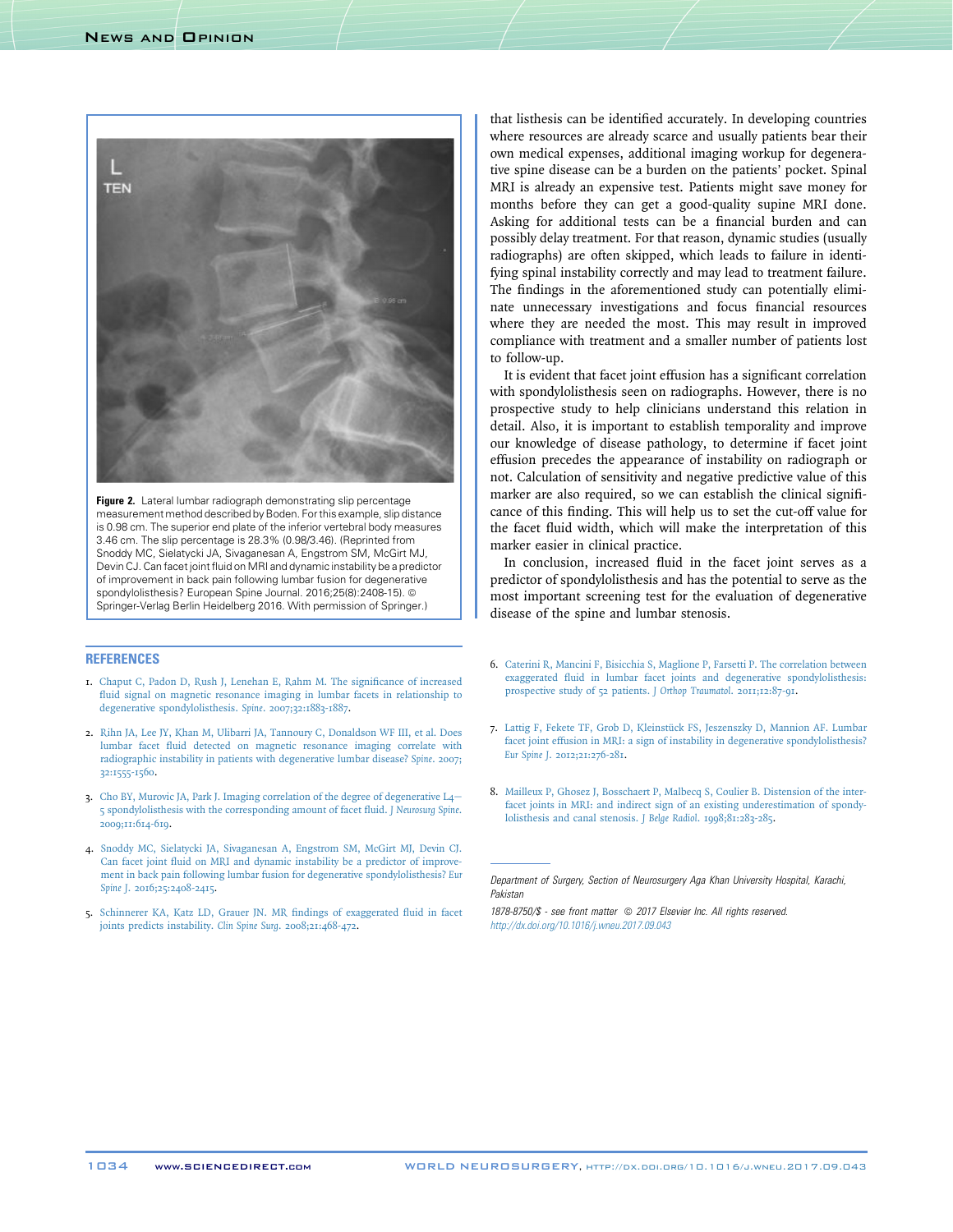Figure 2. Lateral lumbar radiograph demonstrating slip percentage measurement method described by Boden. For this example, slip distance is 0.98 cm. The superior end plate of the inferior vertebral body measures 3.46 cm. The slip percentage is 28.3% (0.98/3.46). (Reprinted from Snoddy MC, Sielatycki JA, Sivaganesan A, Engstrom SM, McGirt MJ, Devin CJ. Can facet joint fluid on MRI and dynamic instability be a predictor of improvement in back pain following lumbar fusion for degenerative spondylolisthesis? European Spine Journal. 2016;25(8):2408-15). © Springer-Verlag Berlin Heidelberg 2016. With permission of Springer.)

that listhesis can be identified accurately. In developing countries where resources are already scarce and usually patients bear their own medical expenses, additional imaging workup for degenerative spine disease can be a burden on the patients' pocket. Spinal MRI is already an expensive test. Patients might save money for months before they can get a good-quality supine MRI done. Asking for additional tests can be a financial burden and can possibly delay treatment. For that reason, dynamic studies (usually radiographs) are often skipped, which leads to failure in identifying spinal instability correctly and may lead to treatment failure. The findings in the aforementioned study can potentially eliminate unnecessary investigations and focus financial resources where they are needed the most. This may result in improved compliance with treatment and a smaller number of patients lost to follow-up.

It is evident that facet joint effusion has a significant correlation with spondylolisthesis seen on radiographs. However, there is no prospective study to help clinicians understand this relation in detail. Also, it is important to establish temporality and improve our knowledge of disease pathology, to determine if facet joint effusion precedes the appearance of instability on radiograph or not. Calculation of sensitivity and negative predictive value of this marker are also required, so we can establish the clinical significance of this finding. This will help us to set the cut-off value for the facet fluid width, which will make the interpretation of this marker easier in clinical practice.

In conclusion, increased fluid in the facet joint serves as a predictor of spondylolisthesis and has the potential to serve as the most important screening test for the evaluation of degenerative disease of the spine and lumbar stenosis.

## REFERENCES

1. Chaput C, Padon D, Rush J, Lenehan E, Rahm M. The significance of increased fluid signal on magnetic resonance imaging in lumbar facets in relationship to degenerative spondylolisthesis. *Spine*. 2007;32:1883-1887.
2. Rihn JA, Lee JY, Khan M, Ulibarri JA, Tannoury C, Donaldson WF III, et al. Does lumbar facet fluid detected on magnetic resonance imaging correlate with radiographic instability in patients with degenerative lumbar disease? *Spine*. 2007;32:1555-1560.
3. Cho BY, Murovic JA, Park J. Imaging correlation of the degree of degenerative L4–5 spondylolisthesis with the corresponding amount of facet fluid. *J Neurosurg Spine*. 2009;11:614-619.
4. Snoddy MC, Sielatycki JA, Sivaganesan A, Engstrom SM, McGirt MJ, Devin CJ. Can facet joint fluid on MRI and dynamic instability be a predictor of improvement in back pain following lumbar fusion for degenerative spondylolisthesis? *Eur Spine J*. 2016;25:2408-2415.
5. Schinnerer KA, Katz LD, Grauer JN. MR findings of exaggerated fluid in facet joints predicts instability. *Clin Spine Surg*. 2008;21:468-472.
6. Caterini R, Mancini F, Bisicchia S, Maglione P, Farsetti P. The correlation between exaggerated fluid in lumbar facet joints and degenerative spondylolisthesis: prospective study of 52 patients. *J Orthop Traumatol*. 2011;12:87-91.
7. Lattig F, Fekete TF, Grob D, Kleinstück FS, Jeszenszky D, Mannion AF. Lumbar facet joint effusion in MRI: a sign of instability in degenerative spondylolisthesis? *Eur Spine J*. 2012;21:276-281.
8. Mailleux P, Ghosez J, Bosschaert P, Malbecq S, Coulier B. Distension of the interfacet joints in MRI: and indirect sign of an existing underestimation of spondylolisthesis and canal stenosis. *J Belge Radiol*. 1998;81:283-285.

*Department of Surgery, Section of Neurosurgery Aga Khan University Hospital, Karachi, Pakistan*

*1878-8750/$ - see front matter © 2017 Elsevier Inc. All rights reserved.*
*http://dx.doi.org/10.1016/j.wneu.2017.09.043*